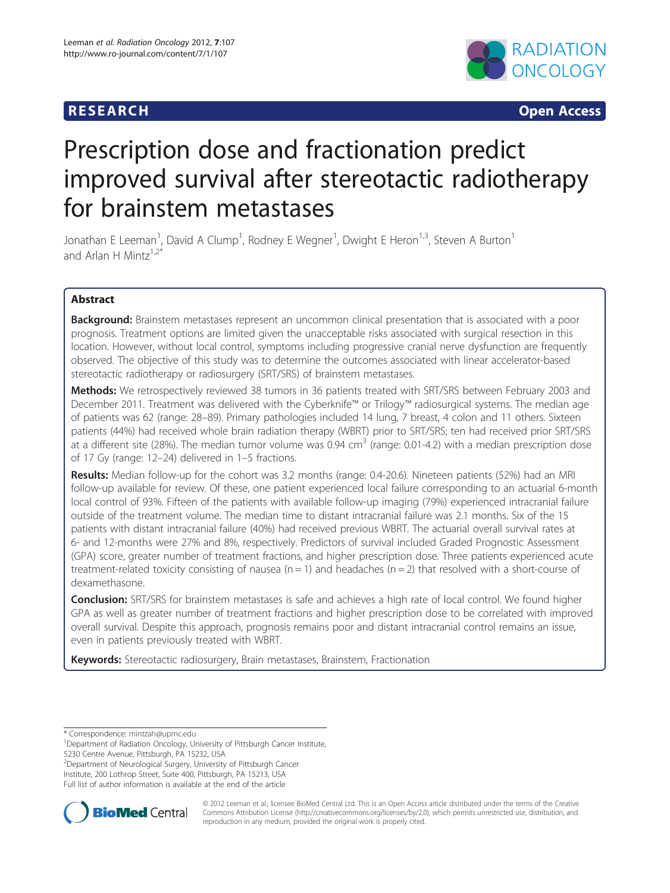**RESEARCH** **Open Access**

# Prescription dose and fractionation predict improved survival after stereotactic radiotherapy for brainstem metastases

Jonathan E Leeman[1], David A Clump[1], Rodney E Wegner[1], Dwight E Heron[1,3], Steven A Burton[1] and Arlan H Mintz[1,2*]

## Abstract

**Background:** Brainstem metastases represent an uncommon clinical presentation that is associated with a poor prognosis. Treatment options are limited given the unacceptable risks associated with surgical resection in this location. However, without local control, symptoms including progressive cranial nerve dysfunction are frequently observed. The objective of this study was to determine the outcomes associated with linear accelerator-based stereotactic radiotherapy or radiosurgery (SRT/SRS) of brainstem metastases.

**Methods:** We retrospectively reviewed 38 tumors in 36 patients treated with SRT/SRS between February 2003 and December 2011. Treatment was delivered with the Cyberknife™ or Trilogy™ radiosurgical systems. The median age of patients was 62 (range: 28–89). Primary pathologies included 14 lung, 7 breast, 4 colon and 11 others. Sixteen patients (44%) had received whole brain radiation therapy (WBRT) prior to SRT/SRS; ten had received prior SRT/SRS at a different site (28%). The median tumor volume was 0.94 $cm^3$ (range: 0.01-4.2) with a median prescription dose of 17 Gy (range: 12–24) delivered in 1–5 fractions.

**Results:** Median follow-up for the cohort was 3.2 months (range: 0.4-20.6). Nineteen patients (52%) had an MRI follow-up available for review. Of these, one patient experienced local failure corresponding to an actuarial 6-month local control of 93%. Fifteen of the patients with available follow-up imaging (79%) experienced intracranial failure outside of the treatment volume. The median time to distant intracranial failure was 2.1 months. Six of the 15 patients with distant intracranial failure (40%) had received previous WBRT. The actuarial overall survival rates at 6- and 12-months were 27% and 8%, respectively. Predictors of survival included Graded Prognostic Assessment (GPA) score, greater number of treatment fractions, and higher prescription dose. Three patients experienced acute treatment-related toxicity consisting of nausea (n = 1) and headaches (n = 2) that resolved with a short-course of dexamethasone.

**Conclusion:** SRT/SRS for brainstem metastases is safe and achieves a high rate of local control. We found higher GPA as well as greater number of treatment fractions and higher prescription dose to be correlated with improved overall survival. Despite this approach, prognosis remains poor and distant intracranial control remains an issue, even in patients previously treated with WBRT.

**Keywords:** Stereotactic radiosurgery, Brain metastases, Brainstem, Fractionation

---

* Correspondence: mintzah@upmc.edu
[1]Department of Radiation Oncology, University of Pittsburgh Cancer Institute, 5230 Centre Avenue, Pittsburgh, PA 15232, USA
[2]Department of Neurological Surgery, University of Pittsburgh Cancer Institute, 200 Lothrop Street, Suite 400, Pittsburgh, PA 15213, USA
Full list of author information is available at the end of the article

© 2012 Leeman et al.; licensee BioMed Central Ltd. This is an Open Access article distributed under the terms of the Creative Commons Attribution License (http://creativecommons.org/licenses/by/2.0), which permits unrestricted use, distribution, and reproduction in any medium, provided the original work is properly cited.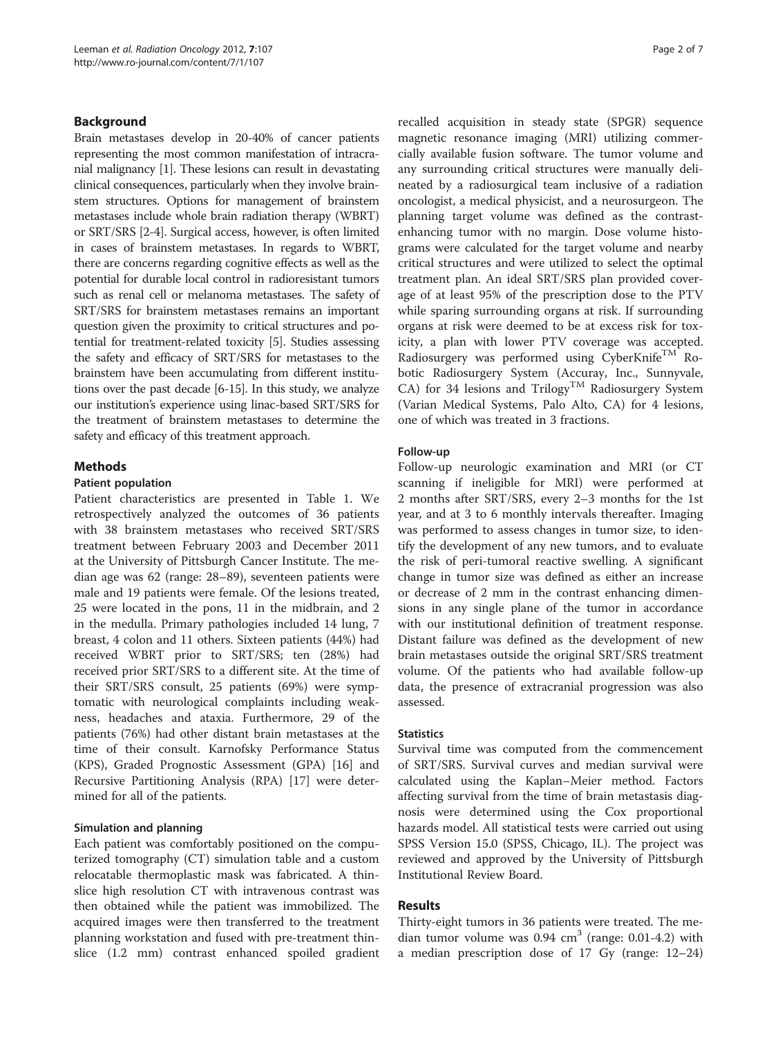## Background

Brain metastases develop in 20-40% of cancer patients representing the most common manifestation of intracranial malignancy [1]. These lesions can result in devastating clinical consequences, particularly when they involve brainstem structures. Options for management of brainstem metastases include whole brain radiation therapy (WBRT) or SRT/SRS [2-4]. Surgical access, however, is often limited in cases of brainstem metastases. In regards to WBRT, there are concerns regarding cognitive effects as well as the potential for durable local control in radioresistant tumors such as renal cell or melanoma metastases. The safety of SRT/SRS for brainstem metastases remains an important question given the proximity to critical structures and potential for treatment-related toxicity [5]. Studies assessing the safety and efficacy of SRT/SRS for metastases to the brainstem have been accumulating from different institutions over the past decade [6-15]. In this study, we analyze our institution's experience using linac-based SRT/SRS for the treatment of brainstem metastases to determine the safety and efficacy of this treatment approach.

## Methods

### Patient population

Patient characteristics are presented in Table 1. We retrospectively analyzed the outcomes of 36 patients with 38 brainstem metastases who received SRT/SRS treatment between February 2003 and December 2011 at the University of Pittsburgh Cancer Institute. The median age was 62 (range: 28–89), seventeen patients were male and 19 patients were female. Of the lesions treated, 25 were located in the pons, 11 in the midbrain, and 2 in the medulla. Primary pathologies included 14 lung, 7 breast, 4 colon and 11 others. Sixteen patients (44%) had received WBRT prior to SRT/SRS; ten (28%) had received prior SRT/SRS to a different site. At the time of their SRT/SRS consult, 25 patients (69%) were symptomatic with neurological complaints including weakness, headaches and ataxia. Furthermore, 29 of the patients (76%) had other distant brain metastases at the time of their consult. Karnofsky Performance Status (KPS), Graded Prognostic Assessment (GPA) [16] and Recursive Partitioning Analysis (RPA) [17] were determined for all of the patients.

### Simulation and planning

Each patient was comfortably positioned on the computerized tomography (CT) simulation table and a custom relocatable thermoplastic mask was fabricated. A thin-slice high resolution CT with intravenous contrast was then obtained while the patient was immobilized. The acquired images were then transferred to the treatment planning workstation and fused with pre-treatment thin-slice (1.2 mm) contrast enhanced spoiled gradient recalled acquisition in steady state (SPGR) sequence magnetic resonance imaging (MRI) utilizing commercially available fusion software. The tumor volume and any surrounding critical structures were manually delineated by a radiosurgical team inclusive of a radiation oncologist, a medical physicist, and a neurosurgeon. The planning target volume was defined as the contrast-enhancing tumor with no margin. Dose volume histograms were calculated for the target volume and nearby critical structures and were utilized to select the optimal treatment plan. An ideal SRT/SRS plan provided coverage of at least 95% of the prescription dose to the PTV while sparing surrounding organs at risk. If surrounding organs at risk were deemed to be at excess risk for toxicity, a plan with lower PTV coverage was accepted. Radiosurgery was performed using CyberKnife™ Robotic Radiosurgery System (Accuray, Inc., Sunnyvale, CA) for 34 lesions and Trilogy™ Radiosurgery System (Varian Medical Systems, Palo Alto, CA) for 4 lesions, one of which was treated in 3 fractions.

### Follow-up

Follow-up neurologic examination and MRI (or CT scanning if ineligible for MRI) were performed at 2 months after SRT/SRS, every 2–3 months for the 1st year, and at 3 to 6 monthly intervals thereafter. Imaging was performed to assess changes in tumor size, to identify the development of any new tumors, and to evaluate the risk of peri-tumoral reactive swelling. A significant change in tumor size was defined as either an increase or decrease of 2 mm in the contrast enhancing dimensions in any single plane of the tumor in accordance with our institutional definition of treatment response. Distant failure was defined as the development of new brain metastases outside the original SRT/SRS treatment volume. Of the patients who had available follow-up data, the presence of extracranial progression was also assessed.

### Statistics

Survival time was computed from the commencement of SRT/SRS. Survival curves and median survival were calculated using the Kaplan–Meier method. Factors affecting survival from the time of brain metastasis diagnosis were determined using the Cox proportional hazards model. All statistical tests were carried out using SPSS Version 15.0 (SPSS, Chicago, IL). The project was reviewed and approved by the University of Pittsburgh Institutional Review Board.

## Results

Thirty-eight tumors in 36 patients were treated. The median tumor volume was 0.94 $cm^3$ (range: 0.01-4.2) with a median prescription dose of 17 Gy (range: 12–24)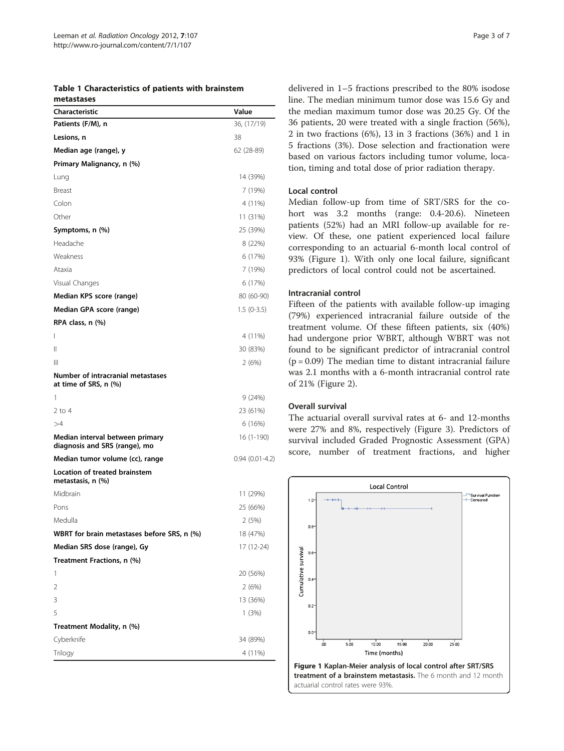**Table 1 Characteristics of patients with brainstem metastases**

| Characteristic | Value |
|---|---|
| **Patients (F/M), n** | 36, (17/19) |
| **Lesions, n** | 38 |
| **Median age (range), y** | 62 (28-89) |
| **Primary Malignancy, n (%)** | |
| Lung | 14 (39%) |
| Breast | 7 (19%) |
| Colon | 4 (11%) |
| Other | 11 (31%) |
| **Symptoms, n (%)** | 25 (39%) |
| Headache | 8 (22%) |
| Weakness | 6 (17%) |
| Ataxia | 7 (19%) |
| Visual Changes | 6 (17%) |
| **Median KPS score (range)** | 80 (60-90) |
| **Median GPA score (range)** | 1.5 (0-3.5) |
| **RPA class, n (%)** | |
| I | 4 (11%) |
| II | 30 (83%) |
| III | 2 (6%) |
| **Number of intracranial metastases at time of SRS, n (%)** | |
| 1 | 9 (24%) |
| 2 to 4 | 23 (61%) |
| >4 | 6 (16%) |
| **Median interval between primary diagnosis and SRS (range), mo** | 16 (1-190) |
| **Median tumor volume (cc), range** | 0.94 (0.01-4.2) |
| **Location of treated brainstem metastasis, n (%)** | |
| Midbrain | 11 (29%) |
| Pons | 25 (66%) |
| Medulla | 2 (5%) |
| **WBRT for brain metastases before SRS, n (%)** | 18 (47%) |
| **Median SRS dose (range), Gy** | 17 (12-24) |
| **Treatment Fractions, n (%)** | |
| 1 | 20 (56%) |
| 2 | 2 (6%) |
| 3 | 13 (36%) |
| 5 | 1 (3%) |
| **Treatment Modality, n (%)** | |
| Cyberknife | 34 (89%) |
| Trilogy | 4 (11%) |

delivered in 1–5 fractions prescribed to the 80% isodose line. The median minimum tumor dose was 15.6 Gy and the median maximum tumor dose was 20.25 Gy. Of the 36 patients, 20 were treated with a single fraction (56%), 2 in two fractions (6%), 13 in 3 fractions (36%) and 1 in 5 fractions (3%). Dose selection and fractionation were based on various factors including tumor volume, location, timing and total dose of prior radiation therapy.

### Local control

Median follow-up from time of SRT/SRS for the cohort was 3.2 months (range: 0.4-20.6). Nineteen patients (52%) had an MRI follow-up available for review. Of these, one patient experienced local failure corresponding to an actuarial 6-month local control of 93% (Figure 1). With only one local failure, significant predictors of local control could not be ascertained.

### Intracranial control

Fifteen of the patients with available follow-up imaging (79%) experienced intracranial failure outside of the treatment volume. Of these fifteen patients, six (40%) had undergone prior WBRT, although WBRT was not found to be significant predictor of intracranial control ($p = 0.09$) The median time to distant intracranial failure was 2.1 months with a 6-month intracranial control rate of 21% (Figure 2).

### Overall survival

The actuarial overall survival rates at 6- and 12-months were 27% and 8%, respectively (Figure 3). Predictors of survival included Graded Prognostic Assessment (GPA) score, number of treatment fractions, and higher

**Figure 1 Kaplan-Meier analysis of local control after SRT/SRS treatment of a brainstem metastasis.** The 6 month and 12 month actuarial control rates were 93%.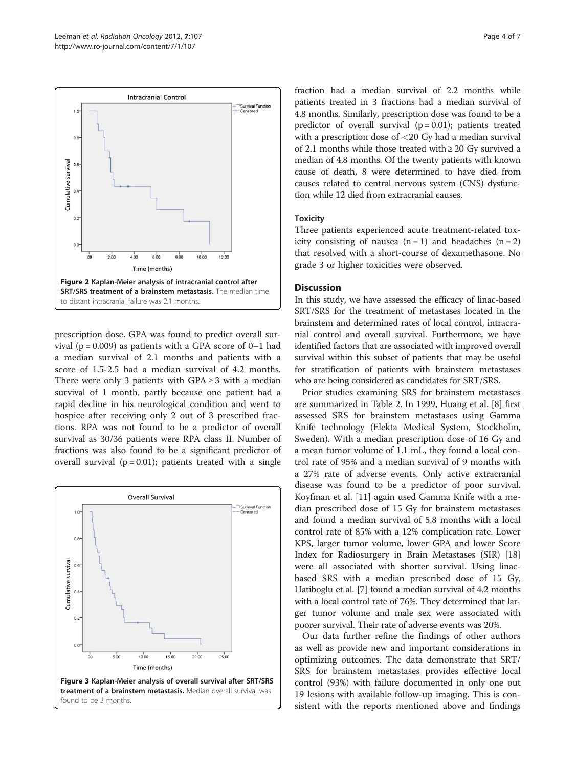Figure 2 Kaplan-Meier analysis of intracranial control after SRT/SRS treatment of a brainstem metastasis. The median time to distant intracranial failure was 2.1 months.

prescription dose. GPA was found to predict overall survival ($p = 0.009$) as patients with a GPA score of 0–1 had a median survival of 2.1 months and patients with a score of 1.5-2.5 had a median survival of 4.2 months. There were only 3 patients with GPA ≥ 3 with a median survival of 1 month, partly because one patient had a rapid decline in his neurological condition and went to hospice after receiving only 2 out of 3 prescribed fractions. RPA was not found to be a predictor of overall survival as 30/36 patients were RPA class II. Number of fractions was also found to be a significant predictor of overall survival ($p = 0.01$); patients treated with a single fraction had a median survival of 2.2 months while patients treated in 3 fractions had a median survival of 4.8 months. Similarly, prescription dose was found to be a predictor of overall survival ($p = 0.01$); patients treated with a prescription dose of <20 Gy had a median survival of 2.1 months while those treated with ≥ 20 Gy survived a median of 4.8 months. Of the twenty patients with known cause of death, 8 were determined to have died from causes related to central nervous system (CNS) dysfunction while 12 died from extracranial causes.

Figure 3 Kaplan-Meier analysis of overall survival after SRT/SRS treatment of a brainstem metastasis. Median overall survival was found to be 3 months.

### Toxicity

Three patients experienced acute treatment-related toxicity consisting of nausea (n = 1) and headaches (n = 2) that resolved with a short-course of dexamethasone. No grade 3 or higher toxicities were observed.

## Discussion

In this study, we have assessed the efficacy of linac-based SRT/SRS for the treatment of metastases located in the brainstem and determined rates of local control, intracranial control and overall survival. Furthermore, we have identified factors that are associated with improved overall survival within this subset of patients that may be useful for stratification of patients with brainstem metastases who are being considered as candidates for SRT/SRS.

Prior studies examining SRS for brainstem metastases are summarized in Table 2. In 1999, Huang et al. [8] first assessed SRS for brainstem metastases using Gamma Knife technology (Elekta Medical System, Stockholm, Sweden). With a median prescription dose of 16 Gy and a mean tumor volume of 1.1 mL, they found a local control rate of 95% and a median survival of 9 months with a 27% rate of adverse events. Only active extracranial disease was found to be a predictor of poor survival. Koyfman et al. [11] again used Gamma Knife with a median prescribed dose of 15 Gy for brainstem metastases and found a median survival of 5.8 months with a local control rate of 85% with a 12% complication rate. Lower KPS, larger tumor volume, lower GPA and lower Score Index for Radiosurgery in Brain Metastases (SIR) [18] were all associated with shorter survival. Using linac-based SRS with a median prescribed dose of 15 Gy, Hatiboglu et al. [7] found a median survival of 4.2 months with a local control rate of 76%. They determined that larger tumor volume and male sex were associated with poorer survival. Their rate of adverse events was 20%.

Our data further refine the findings of other authors as well as provide new and important considerations in optimizing outcomes. The data demonstrate that SRT/SRS for brainstem metastases provides effective local control (93%) with failure documented in only one out 19 lesions with available follow-up imaging. This is consistent with the reports mentioned above and findings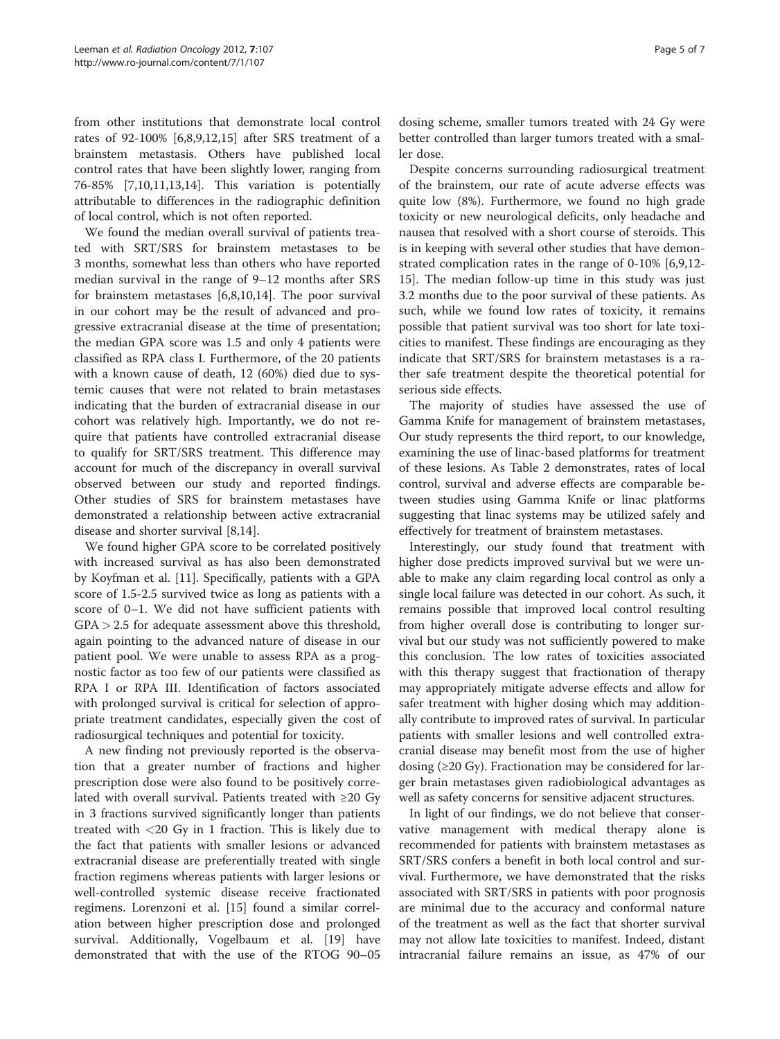from other institutions that demonstrate local control rates of 92-100% [6,8,9,12,15] after SRS treatment of a brainstem metastasis. Others have published local control rates that have been slightly lower, ranging from 76-85% [7,10,11,13,14]. This variation is potentially attributable to differences in the radiographic definition of local control, which is not often reported.

We found the median overall survival of patients treated with SRT/SRS for brainstem metastases to be 3 months, somewhat less than others who have reported median survival in the range of 9–12 months after SRS for brainstem metastases [6,8,10,14]. The poor survival in our cohort may be the result of advanced and progressive extracranial disease at the time of presentation; the median GPA score was 1.5 and only 4 patients were classified as RPA class I. Furthermore, of the 20 patients with a known cause of death, 12 (60%) died due to systemic causes that were not related to brain metastases indicating that the burden of extracranial disease in our cohort was relatively high. Importantly, we do not require that patients have controlled extracranial disease to qualify for SRT/SRS treatment. This difference may account for much of the discrepancy in overall survival observed between our study and reported findings. Other studies of SRS for brainstem metastases have demonstrated a relationship between active extracranial disease and shorter survival [8,14].

We found higher GPA score to be correlated positively with increased survival as has also been demonstrated by Koyfman et al. [11]. Specifically, patients with a GPA score of 1.5-2.5 survived twice as long as patients with a score of 0–1. We did not have sufficient patients with GPA > 2.5 for adequate assessment above this threshold, again pointing to the advanced nature of disease in our patient pool. We were unable to assess RPA as a prognostic factor as too few of our patients were classified as RPA I or RPA III. Identification of factors associated with prolonged survival is critical for selection of appropriate treatment candidates, especially given the cost of radiosurgical techniques and potential for toxicity.

A new finding not previously reported is the observation that a greater number of fractions and higher prescription dose were also found to be positively correlated with overall survival. Patients treated with ≥20 Gy in 3 fractions survived significantly longer than patients treated with <20 Gy in 1 fraction. This is likely due to the fact that patients with smaller lesions or advanced extracranial disease are preferentially treated with single fraction regimens whereas patients with larger lesions or well-controlled systemic disease receive fractionated regimens. Lorenzoni et al. [15] found a similar correlation between higher prescription dose and prolonged survival. Additionally, Vogelbaum et al. [19] have demonstrated that with the use of the RTOG 90–05 dosing scheme, smaller tumors treated with 24 Gy were better controlled than larger tumors treated with a smaller dose.

Despite concerns surrounding radiosurgical treatment of the brainstem, our rate of acute adverse effects was quite low (8%). Furthermore, we found no high grade toxicity or new neurological deficits, only headache and nausea that resolved with a short course of steroids. This is in keeping with several other studies that have demonstrated complication rates in the range of 0-10% [6,9,12-15]. The median follow-up time in this study was just 3.2 months due to the poor survival of these patients. As such, while we found low rates of toxicity, it remains possible that patient survival was too short for late toxicities to manifest. These findings are encouraging as they indicate that SRT/SRS for brainstem metastases is a rather safe treatment despite the theoretical potential for serious side effects.

The majority of studies have assessed the use of Gamma Knife for management of brainstem metastases, Our study represents the third report, to our knowledge, examining the use of linac-based platforms for treatment of these lesions. As Table 2 demonstrates, rates of local control, survival and adverse effects are comparable between studies using Gamma Knife or linac platforms suggesting that linac systems may be utilized safely and effectively for treatment of brainstem metastases.

Interestingly, our study found that treatment with higher dose predicts improved survival but we were unable to make any claim regarding local control as only a single local failure was detected in our cohort. As such, it remains possible that improved local control resulting from higher overall dose is contributing to longer survival but our study was not sufficiently powered to make this conclusion. The low rates of toxicities associated with this therapy suggest that fractionation of therapy may appropriately mitigate adverse effects and allow for safer treatment with higher dosing which may additionally contribute to improved rates of survival. In particular patients with smaller lesions and well controlled extracranial disease may benefit most from the use of higher dosing (≥20 Gy). Fractionation may be considered for larger brain metastases given radiobiological advantages as well as safety concerns for sensitive adjacent structures.

In light of our findings, we do not believe that conservative management with medical therapy alone is recommended for patients with brainstem metastases as SRT/SRS confers a benefit in both local control and survival. Furthermore, we have demonstrated that the risks associated with SRT/SRS in patients with poor prognosis are minimal due to the accuracy and conformal nature of the treatment as well as the fact that shorter survival may not allow late toxicities to manifest. Indeed, distant intracranial failure remains an issue, as 47% of our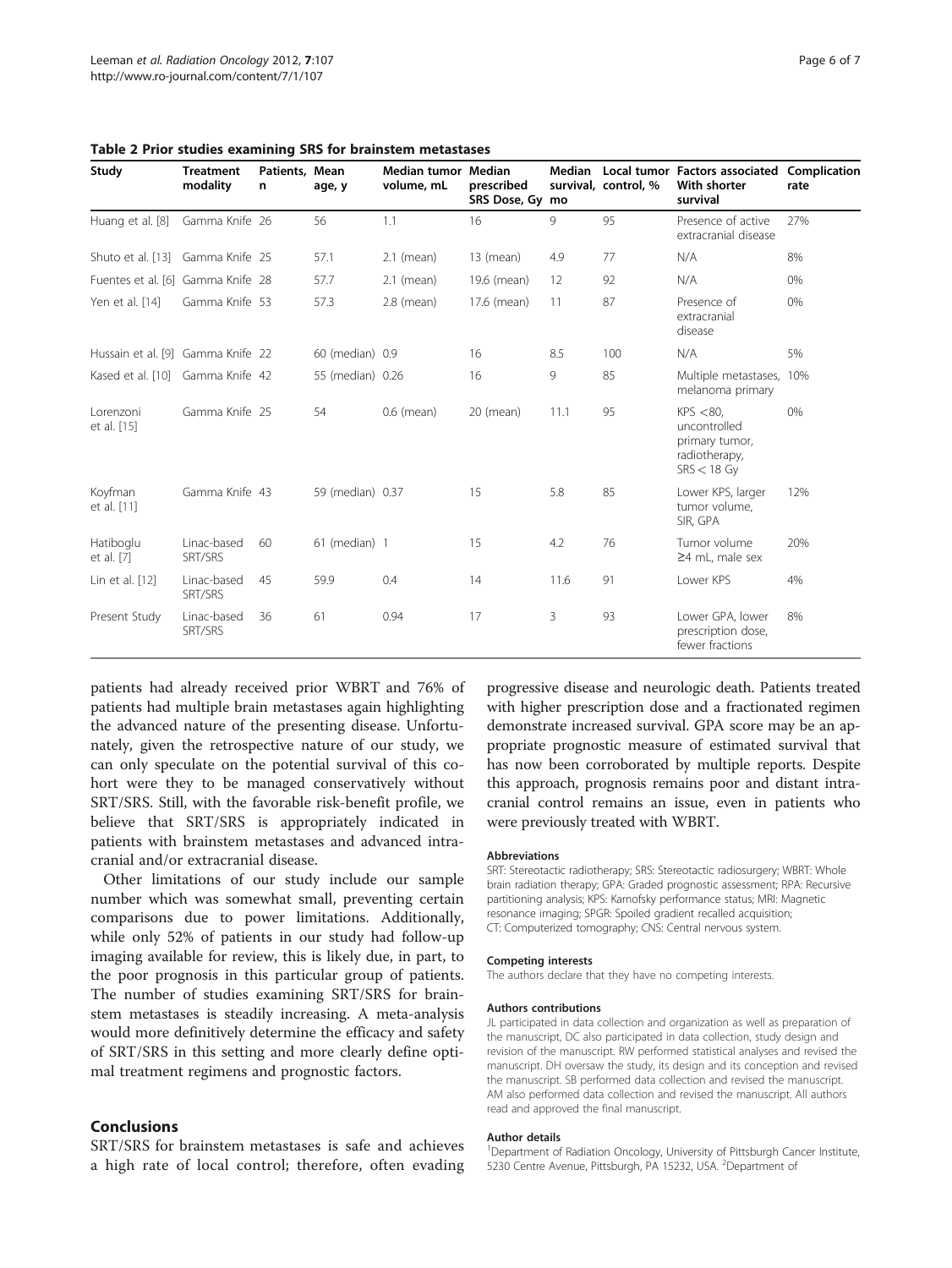**Table 2 Prior studies examining SRS for brainstem metastases**

| Study | Treatment modality | Patients, n | Mean age, y | Median tumor volume, mL | Median prescribed SRS Dose, Gy | Median survival, mo | Local tumor control, % | Factors associated With shorter survival | Complication rate |
|---|---|---|---|---|---|---|---|---|---|
| Huang et al. [8] | Gamma Knife | 26 | 56 | 1.1 | 16 | 9 | 95 | Presence of active extracranial disease | 27% |
| Shuto et al. [13] | Gamma Knife | 25 | 57.1 | 2.1 (mean) | 13 (mean) | 4.9 | 77 | N/A | 8% |
| Fuentes et al. [6] | Gamma Knife | 28 | 57.7 | 2.1 (mean) | 19.6 (mean) | 12 | 92 | N/A | 0% |
| Yen et al. [14] | Gamma Knife | 53 | 57.3 | 2.8 (mean) | 17.6 (mean) | 11 | 87 | Presence of extracranial disease | 0% |
| Hussain et al. [9] | Gamma Knife | 22 | 60 (median) | 0.9 | 16 | 8.5 | 100 | N/A | 5% |
| Kased et al. [10] | Gamma Knife | 42 | 55 (median) | 0.26 | 16 | 9 | 85 | Multiple metastases, melanoma primary | 10% |
| Lorenzoni et al. [15] | Gamma Knife | 25 | 54 | 0.6 (mean) | 20 (mean) | 11.1 | 95 | KPS <80, uncontrolled primary tumor, radiotherapy, SRS < 18 Gy | 0% |
| Koyfman et al. [11] | Gamma Knife | 43 | 59 (median) | 0.37 | 15 | 5.8 | 85 | Lower KPS, larger tumor volume, SIR, GPA | 12% |
| Hatiboglu et al. [7] | Linac-based SRT/SRS | 60 | 61 (median) | 1 | 15 | 4.2 | 76 | Tumor volume ≥4 mL, male sex | 20% |
| Lin et al. [12] | Linac-based SRT/SRS | 45 | 59.9 | 0.4 | 14 | 11.6 | 91 | Lower KPS | 4% |
| Present Study | Linac-based SRT/SRS | 36 | 61 | 0.94 | 17 | 3 | 93 | Lower GPA, lower prescription dose, fewer fractions | 8% |

patients had already received prior WBRT and 76% of patients had multiple brain metastases again highlighting the advanced nature of the presenting disease. Unfortunately, given the retrospective nature of our study, we can only speculate on the potential survival of this cohort were they to be managed conservatively without SRT/SRS. Still, with the favorable risk-benefit profile, we believe that SRT/SRS is appropriately indicated in patients with brainstem metastases and advanced intracranial and/or extracranial disease.

Other limitations of our study include our sample number which was somewhat small, preventing certain comparisons due to power limitations. Additionally, while only 52% of patients in our study had follow-up imaging available for review, this is likely due, in part, to the poor prognosis in this particular group of patients. The number of studies examining SRT/SRS for brainstem metastases is steadily increasing. A meta-analysis would more definitively determine the efficacy and safety of SRT/SRS in this setting and more clearly define optimal treatment regimens and prognostic factors.

## Conclusions

SRT/SRS for brainstem metastases is safe and achieves a high rate of local control; therefore, often evading progressive disease and neurologic death. Patients treated with higher prescription dose and a fractionated regimen demonstrate increased survival. GPA score may be an appropriate prognostic measure of estimated survival that has now been corroborated by multiple reports. Despite this approach, prognosis remains poor and distant intracranial control remains an issue, even in patients who were previously treated with WBRT.

#### Abbreviations

SRT: Stereotactic radiotherapy; SRS: Stereotactic radiosurgery; WBRT: Whole brain radiation therapy; GPA: Graded prognostic assessment; RPA: Recursive partitioning analysis; KPS: Karnofsky performance status; MRI: Magnetic resonance imaging; SPGR: Spoiled gradient recalled acquisition; CT: Computerized tomography; CNS: Central nervous system.

#### Competing interests

The authors declare that they have no competing interests.

#### Authors contributions

JL participated in data collection and organization as well as preparation of the manuscript, DC also participated in data collection, study design and revision of the manuscript. RW performed statistical analyses and revised the manuscript. DH oversaw the study, its design and its conception and revised the manuscript. SB performed data collection and revised the manuscript. AM also performed data collection and revised the manuscript. All authors read and approved the final manuscript.

#### Author details

[1]Department of Radiation Oncology, University of Pittsburgh Cancer Institute, 5230 Centre Avenue, Pittsburgh, PA 15232, USA. [2]Department of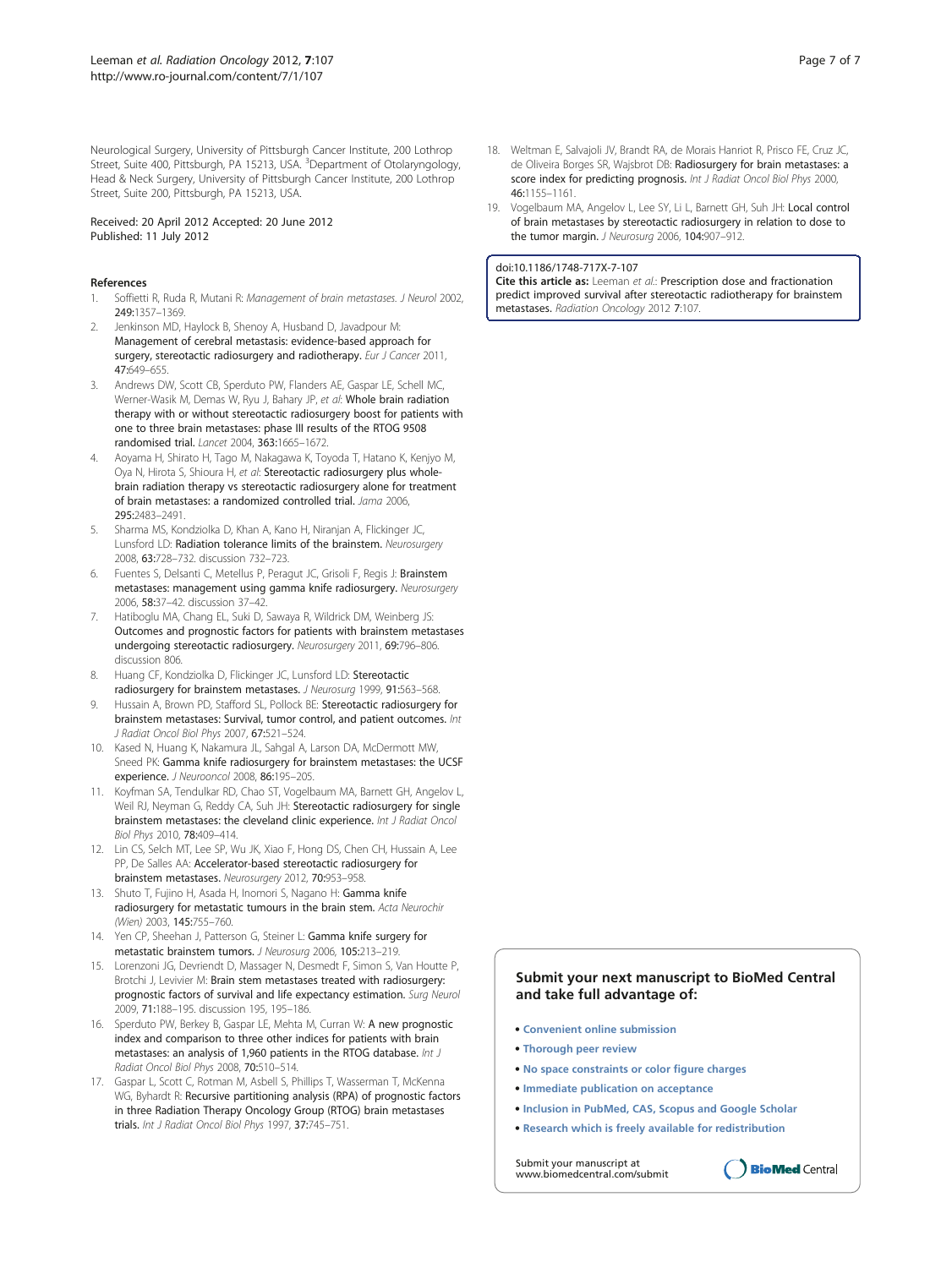Neurological Surgery, University of Pittsburgh Cancer Institute, 200 Lothrop Street, Suite 400, Pittsburgh, PA 15213, USA. [3]Department of Otolaryngology, Head & Neck Surgery, University of Pittsburgh Cancer Institute, 200 Lothrop Street, Suite 200, Pittsburgh, PA 15213, USA.

Received: 20 April 2012 Accepted: 20 June 2012
Published: 11 July 2012

## References

1. Soffietti R, Ruda R, Mutani R: *Management of brain metastases. J Neurol* 2002, **249**:1357–1369.
2. Jenkinson MD, Haylock B, Shenoy A, Husband D, Javadpour M: **Management of cerebral metastasis: evidence-based approach for surgery, stereotactic radiosurgery and radiotherapy.** *Eur J Cancer* 2011, **47**:649–655.
3. Andrews DW, Scott CB, Sperduto PW, Flanders AE, Gaspar LE, Schell MC, Werner-Wasik M, Demas W, Ryu J, Bahary JP, *et al*: **Whole brain radiation therapy with or without stereotactic radiosurgery boost for patients with one to three brain metastases: phase III results of the RTOG 9508 randomised trial.** *Lancet* 2004, **363**:1665–1672.
4. Aoyama H, Shirato H, Tago M, Nakagawa K, Toyoda T, Hatano K, Kenjyo M, Oya N, Hirota S, Shioura H, *et al*: **Stereotactic radiosurgery plus whole-brain radiation therapy vs stereotactic radiosurgery alone for treatment of brain metastases: a randomized controlled trial.** *Jama* 2006, **295**:2483–2491.
5. Sharma MS, Kondziolka D, Khan A, Kano H, Niranjan A, Flickinger JC, Lunsford LD: **Radiation tolerance limits of the brainstem.** *Neurosurgery* 2008, **63**:728–732. discussion 732–723.
6. Fuentes S, Delsanti C, Metellus P, Peragut JC, Grisoli F, Regis J: **Brainstem metastases: management using gamma knife radiosurgery.** *Neurosurgery* 2006, **58**:37–42. discussion 37–42.
7. Hatiboglu MA, Chang EL, Suki D, Sawaya R, Wildrick DM, Weinberg JS: **Outcomes and prognostic factors for patients with brainstem metastases undergoing stereotactic radiosurgery.** *Neurosurgery* 2011, **69**:796–806. discussion 806.
8. Huang CF, Kondziolka D, Flickinger JC, Lunsford LD: **Stereotactic radiosurgery for brainstem metastases.** *J Neurosurg* 1999, **91**:563–568.
9. Hussain A, Brown PD, Stafford SL, Pollock BE: **Stereotactic radiosurgery for brainstem metastases: Survival, tumor control, and patient outcomes.** *Int J Radiat Oncol Biol Phys* 2007, **67**:521–524.
10. Kased N, Huang K, Nakamura JL, Sahgal A, Larson DA, McDermott MW, Sneed PK: **Gamma knife radiosurgery for brainstem metastases: the UCSF experience.** *J Neurooncol* 2008, **86**:195–205.
11. Koyfman SA, Tendulkar RD, Chao ST, Vogelbaum MA, Barnett GH, Angelov L, Weil RJ, Neyman G, Reddy CA, Suh JH: **Stereotactic radiosurgery for single brainstem metastases: the cleveland clinic experience.** *Int J Radiat Oncol Biol Phys* 2010, **78**:409–414.
12. Lin CS, Selch MT, Lee SP, Wu JK, Xiao F, Hong DS, Chen CH, Hussain A, Lee PP, De Salles AA: **Accelerator-based stereotactic radiosurgery for brainstem metastases.** *Neurosurgery* 2012, **70**:953–958.
13. Shuto T, Fujino H, Asada H, Inomori S, Nagano H: **Gamma knife radiosurgery for metastatic tumours in the brain stem.** *Acta Neurochir (Wien)* 2003, **145**:755–760.
14. Yen CP, Sheehan J, Patterson G, Steiner L: **Gamma knife surgery for metastatic brainstem tumors.** *J Neurosurg* 2006, **105**:213–219.
15. Lorenzoni JG, Devriendt D, Massager N, Desmedt F, Simon S, Van Houtte P, Brotchi J, Levivier M: **Brain stem metastases treated with radiosurgery: prognostic factors of survival and life expectancy estimation.** *Surg Neurol* 2009, **71**:188–195. discussion 195, 195–186.
16. Sperduto PW, Berkey B, Gaspar LE, Mehta M, Curran W: **A new prognostic index and comparison to three other indices for patients with brain metastases: an analysis of 1,960 patients in the RTOG database.** *Int J Radiat Oncol Biol Phys* 2008, **70**:510–514.
17. Gaspar L, Scott C, Rotman M, Asbell S, Phillips T, Wasserman T, McKenna WG, Byhardt R: **Recursive partitioning analysis (RPA) of prognostic factors in three Radiation Therapy Oncology Group (RTOG) brain metastases trials.** *Int J Radiat Oncol Biol Phys* 1997, **37**:745–751.
18. Weltman E, Salvajoli JV, Brandt RA, de Morais Hanriot R, Prisco FE, Cruz JC, de Oliveira Borges SR, Wajsbrot DB: **Radiosurgery for brain metastases: a score index for predicting prognosis.** *Int J Radiat Oncol Biol Phys* 2000, **46**:1155–1161.
19. Vogelbaum MA, Angelov L, Lee SY, Li L, Barnett GH, Suh JH: **Local control of brain metastases by stereotactic radiosurgery in relation to dose to the tumor margin.** *J Neurosurg* 2006, **104**:907–912.

doi:10.1186/1748-717X-7-107
**Cite this article as:** Leeman *et al.*: Prescription dose and fractionation predict improved survival after stereotactic radiotherapy for brainstem metastases. *Radiation Oncology* 2012 **7**:107.

**Submit your next manuscript to BioMed Central and take full advantage of:**

- Convenient online submission
- Thorough peer review
- No space constraints or color figure charges
- Immediate publication on acceptance
- Inclusion in PubMed, CAS, Scopus and Google Scholar
- Research which is freely available for redistribution

Submit your manuscript at www.biomedcentral.com/submit

BioMed Central